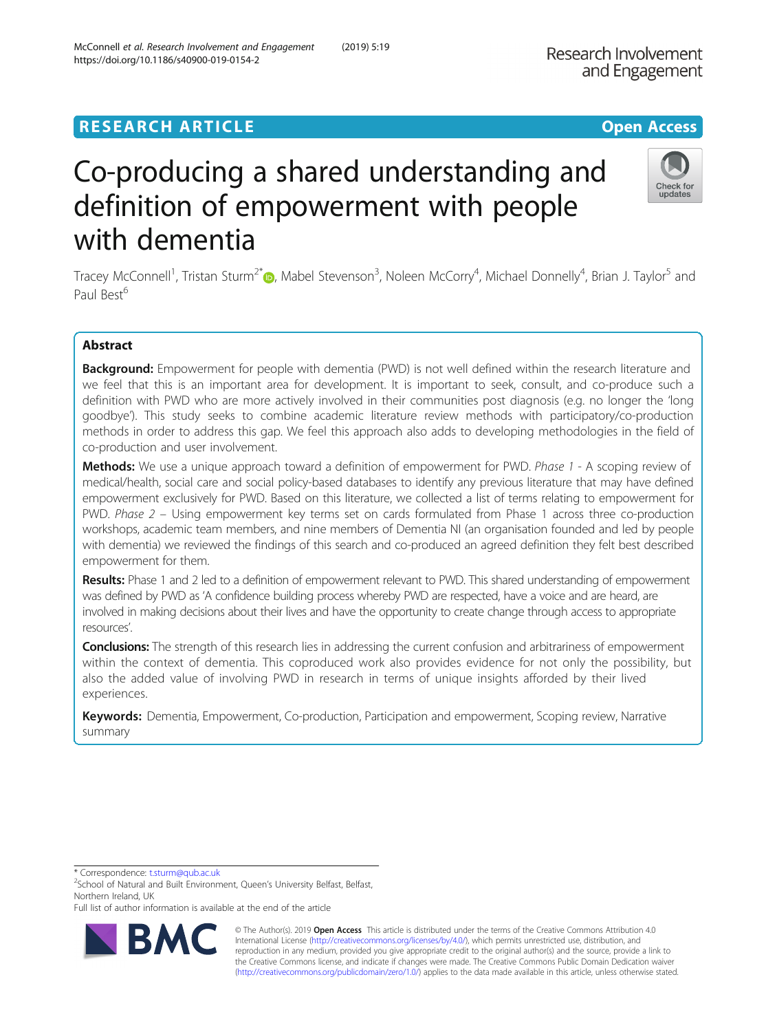RESEARCH ARTICLE

Open Access

# Co-producing a shared understanding and definition of empowerment with people with dementia

Tracey McConnell[1], Tristan Sturm[2*], Mabel Stevenson[3], Noleen McCorry[4], Michael Donnelly[4], Brian J. Taylor[5] and Paul Best[6]

## Abstract

**Background:** Empowerment for people with dementia (PWD) is not well defined within the research literature and we feel that this is an important area for development. It is important to seek, consult, and co-produce such a definition with PWD who are more actively involved in their communities post diagnosis (e.g. no longer the 'long goodbye'). This study seeks to combine academic literature review methods with participatory/co-production methods in order to address this gap. We feel this approach also adds to developing methodologies in the field of co-production and user involvement.

**Methods:** We use a unique approach toward a definition of empowerment for PWD. *Phase 1* - A scoping review of medical/health, social care and social policy-based databases to identify any previous literature that may have defined empowerment exclusively for PWD. Based on this literature, we collected a list of terms relating to empowerment for PWD. *Phase 2* – Using empowerment key terms set on cards formulated from Phase 1 across three co-production workshops, academic team members, and nine members of Dementia NI (an organisation founded and led by people with dementia) we reviewed the findings of this search and co-produced an agreed definition they felt best described empowerment for them.

**Results:** Phase 1 and 2 led to a definition of empowerment relevant to PWD. This shared understanding of empowerment was defined by PWD as 'A confidence building process whereby PWD are respected, have a voice and are heard, are involved in making decisions about their lives and have the opportunity to create change through access to appropriate resources'.

**Conclusions:** The strength of this research lies in addressing the current confusion and arbitrariness of empowerment within the context of dementia. This coproduced work also provides evidence for not only the possibility, but also the added value of involving PWD in research in terms of unique insights afforded by their lived experiences.

**Keywords:** Dementia, Empowerment, Co-production, Participation and empowerment, Scoping review, Narrative summary

* Correspondence: t.sturm@qub.ac.uk
[2]School of Natural and Built Environment, Queen's University Belfast, Belfast, Northern Ireland, UK
Full list of author information is available at the end of the article

© The Author(s). 2019 **Open Access** This article is distributed under the terms of the Creative Commons Attribution 4.0 International License (http://creativecommons.org/licenses/by/4.0/), which permits unrestricted use, distribution, and reproduction in any medium, provided you give appropriate credit to the original author(s) and the source, provide a link to the Creative Commons license, and indicate if changes were made. The Creative Commons Public Domain Dedication waiver (http://creativecommons.org/publicdomain/zero/1.0/) applies to the data made available in this article, unless otherwise stated.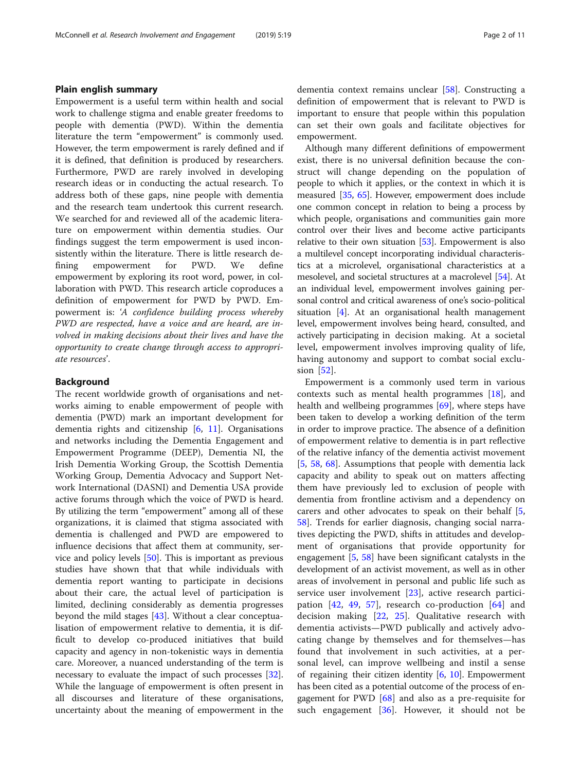## Plain english summary

Empowerment is a useful term within health and social work to challenge stigma and enable greater freedoms to people with dementia (PWD). Within the dementia literature the term "empowerment" is commonly used. However, the term empowerment is rarely defined and if it is defined, that definition is produced by researchers. Furthermore, PWD are rarely involved in developing research ideas or in conducting the actual research. To address both of these gaps, nine people with dementia and the research team undertook this current research. We searched for and reviewed all of the academic literature on empowerment within dementia studies. Our findings suggest the term empowerment is used inconsistently within the literature. There is little research defining empowerment for PWD. We define empowerment by exploring its root word, power, in collaboration with PWD. This research article coproduces a definition of empowerment for PWD by PWD. Empowerment is: *'A confidence building process whereby PWD are respected, have a voice and are heard, are involved in making decisions about their lives and have the opportunity to create change through access to appropriate resources'*.

## Background

The recent worldwide growth of organisations and networks aiming to enable empowerment of people with dementia (PWD) mark an important development for dementia rights and citizenship [6, 11]. Organisations and networks including the Dementia Engagement and Empowerment Programme (DEEP), Dementia NI, the Irish Dementia Working Group, the Scottish Dementia Working Group, Dementia Advocacy and Support Network International (DASNI) and Dementia USA provide active forums through which the voice of PWD is heard. By utilizing the term "empowerment" among all of these organizations, it is claimed that stigma associated with dementia is challenged and PWD are empowered to influence decisions that affect them at community, service and policy levels [50]. This is important as previous studies have shown that that while individuals with dementia report wanting to participate in decisions about their care, the actual level of participation is limited, declining considerably as dementia progresses beyond the mild stages [43]. Without a clear conceptualisation of empowerment relative to dementia, it is difficult to develop co-produced initiatives that build capacity and agency in non-tokenistic ways in dementia care. Moreover, a nuanced understanding of the term is necessary to evaluate the impact of such processes [32]. While the language of empowerment is often present in all discourses and literature of these organisations, uncertainty about the meaning of empowerment in the dementia context remains unclear [58]. Constructing a definition of empowerment that is relevant to PWD is important to ensure that people within this population can set their own goals and facilitate objectives for empowerment.

Although many different definitions of empowerment exist, there is no universal definition because the construct will change depending on the population of people to which it applies, or the context in which it is measured [35, 65]. However, empowerment does include one common concept in relation to being a process by which people, organisations and communities gain more control over their lives and become active participants relative to their own situation [53]. Empowerment is also a multilevel concept incorporating individual characteristics at a microlevel, organisational characteristics at a mesolevel, and societal structures at a macrolevel [54]. At an individual level, empowerment involves gaining personal control and critical awareness of one's socio-political situation [4]. At an organisational health management level, empowerment involves being heard, consulted, and actively participating in decision making. At a societal level, empowerment involves improving quality of life, having autonomy and support to combat social exclusion [52].

Empowerment is a commonly used term in various contexts such as mental health programmes [18], and health and wellbeing programmes [69], where steps have been taken to develop a working definition of the term in order to improve practice. The absence of a definition of empowerment relative to dementia is in part reflective of the relative infancy of the dementia activist movement [5, 58, 68]. Assumptions that people with dementia lack capacity and ability to speak out on matters affecting them have previously led to exclusion of people with dementia from frontline activism and a dependency on carers and other advocates to speak on their behalf [5, 58]. Trends for earlier diagnosis, changing social narratives depicting the PWD, shifts in attitudes and development of organisations that provide opportunity for engagement [5, 58] have been significant catalysts in the development of an activist movement, as well as in other areas of involvement in personal and public life such as service user involvement [23], active research participation [42, 49, 57], research co-production [64] and decision making [22, 25]. Qualitative research with dementia activists—PWD publically and actively advocating change by themselves and for themselves—has found that involvement in such activities, at a personal level, can improve wellbeing and instil a sense of regaining their citizen identity [6, 10]. Empowerment has been cited as a potential outcome of the process of engagement for PWD [68] and also as a pre-requisite for such engagement [36]. However, it should not be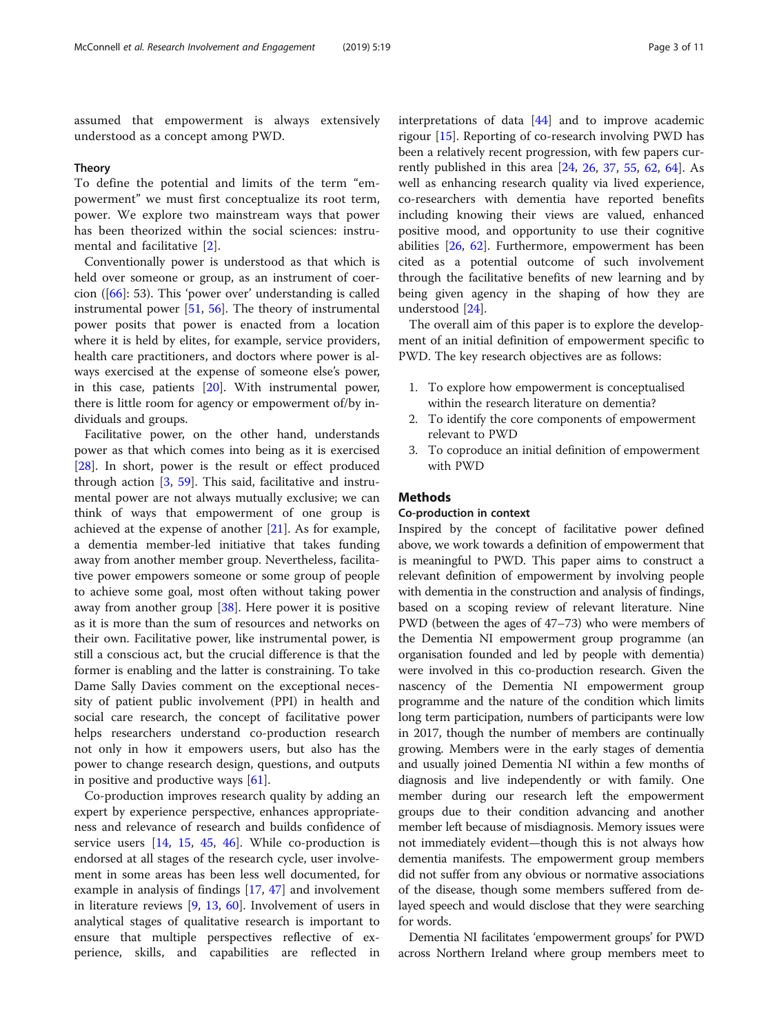assumed that empowerment is always extensively understood as a concept among PWD.

### Theory

To define the potential and limits of the term "empowerment" we must first conceptualize its root term, power. We explore two mainstream ways that power has been theorized within the social sciences: instrumental and facilitative [2].

Conventionally power is understood as that which is held over someone or group, as an instrument of coercion ([66]: 53). This 'power over' understanding is called instrumental power [51, 56]. The theory of instrumental power posits that power is enacted from a location where it is held by elites, for example, service providers, health care practitioners, and doctors where power is always exercised at the expense of someone else's power, in this case, patients [20]. With instrumental power, there is little room for agency or empowerment of/by individuals and groups.

Facilitative power, on the other hand, understands power as that which comes into being as it is exercised [28]. In short, power is the result or effect produced through action [3, 59]. This said, facilitative and instrumental power are not always mutually exclusive; we can think of ways that empowerment of one group is achieved at the expense of another [21]. As for example, a dementia member-led initiative that takes funding away from another member group. Nevertheless, facilitative power empowers someone or some group of people to achieve some goal, most often without taking power away from another group [38]. Here power it is positive as it is more than the sum of resources and networks on their own. Facilitative power, like instrumental power, is still a conscious act, but the crucial difference is that the former is enabling and the latter is constraining. To take Dame Sally Davies comment on the exceptional necessity of patient public involvement (PPI) in health and social care research, the concept of facilitative power helps researchers understand co-production research not only in how it empowers users, but also has the power to change research design, questions, and outputs in positive and productive ways [61].

Co-production improves research quality by adding an expert by experience perspective, enhances appropriateness and relevance of research and builds confidence of service users [14, 15, 45, 46]. While co-production is endorsed at all stages of the research cycle, user involvement in some areas has been less well documented, for example in analysis of findings [17, 47] and involvement in literature reviews [9, 13, 60]. Involvement of users in analytical stages of qualitative research is important to ensure that multiple perspectives reflective of experience, skills, and capabilities are reflected in interpretations of data [44] and to improve academic rigour [15]. Reporting of co-research involving PWD has been a relatively recent progression, with few papers currently published in this area [24, 26, 37, 55, 62, 64]. As well as enhancing research quality via lived experience, co-researchers with dementia have reported benefits including knowing their views are valued, enhanced positive mood, and opportunity to use their cognitive abilities [26, 62]. Furthermore, empowerment has been cited as a potential outcome of such involvement through the facilitative benefits of new learning and by being given agency in the shaping of how they are understood [24].

The overall aim of this paper is to explore the development of an initial definition of empowerment specific to PWD. The key research objectives are as follows:

1. To explore how empowerment is conceptualised within the research literature on dementia?
2. To identify the core components of empowerment relevant to PWD
3. To coproduce an initial definition of empowerment with PWD

## Methods

### Co-production in context

Inspired by the concept of facilitative power defined above, we work towards a definition of empowerment that is meaningful to PWD. This paper aims to construct a relevant definition of empowerment by involving people with dementia in the construction and analysis of findings, based on a scoping review of relevant literature. Nine PWD (between the ages of 47–73) who were members of the Dementia NI empowerment group programme (an organisation founded and led by people with dementia) were involved in this co-production research. Given the nascency of the Dementia NI empowerment group programme and the nature of the condition which limits long term participation, numbers of participants were low in 2017, though the number of members are continually growing. Members were in the early stages of dementia and usually joined Dementia NI within a few months of diagnosis and live independently or with family. One member during our research left the empowerment groups due to their condition advancing and another member left because of misdiagnosis. Memory issues were not immediately evident—though this is not always how dementia manifests. The empowerment group members did not suffer from any obvious or normative associations of the disease, though some members suffered from delayed speech and would disclose that they were searching for words.

Dementia NI facilitates 'empowerment groups' for PWD across Northern Ireland where group members meet to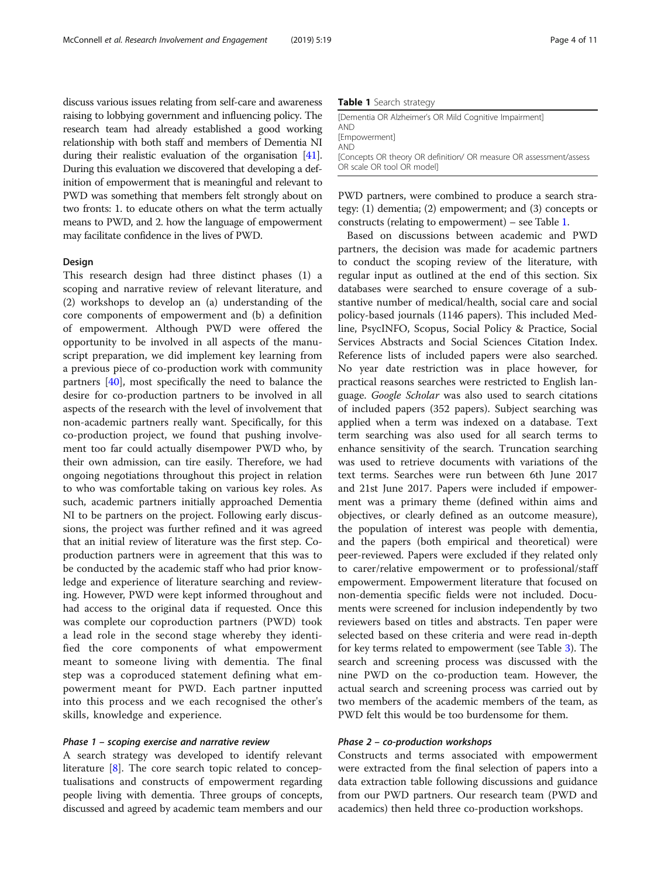discuss various issues relating from self-care and awareness raising to lobbying government and influencing policy. The research team had already established a good working relationship with both staff and members of Dementia NI during their realistic evaluation of the organisation [41]. During this evaluation we discovered that developing a definition of empowerment that is meaningful and relevant to PWD was something that members felt strongly about on two fronts: 1. to educate others on what the term actually means to PWD, and 2. how the language of empowerment may facilitate confidence in the lives of PWD.

## Design

This research design had three distinct phases (1) a scoping and narrative review of relevant literature, and (2) workshops to develop an (a) understanding of the core components of empowerment and (b) a definition of empowerment. Although PWD were offered the opportunity to be involved in all aspects of the manuscript preparation, we did implement key learning from a previous piece of co-production work with community partners [40], most specifically the need to balance the desire for co-production partners to be involved in all aspects of the research with the level of involvement that non-academic partners really want. Specifically, for this co-production project, we found that pushing involvement too far could actually disempower PWD who, by their own admission, can tire easily. Therefore, we had ongoing negotiations throughout this project in relation to who was comfortable taking on various key roles. As such, academic partners initially approached Dementia NI to be partners on the project. Following early discussions, the project was further refined and it was agreed that an initial review of literature was the first step. Co-production partners were in agreement that this was to be conducted by the academic staff who had prior knowledge and experience of literature searching and reviewing. However, PWD were kept informed throughout and had access to the original data if requested. Once this was complete our coproduction partners (PWD) took a lead role in the second stage whereby they identified the core components of what empowerment meant to someone living with dementia. The final step was a coproduced statement defining what empowerment meant for PWD. Each partner inputted into this process and we each recognised the other's skills, knowledge and experience.

### *Phase 1 – scoping exercise and narrative review*

A search strategy was developed to identify relevant literature [8]. The core search topic related to conceptualisations and constructs of empowerment regarding people living with dementia. Three groups of concepts, discussed and agreed by academic team members and our PWD partners, were combined to produce a search strategy: (1) dementia; (2) empowerment; and (3) concepts or constructs (relating to empowerment) – see Table 1.

**Table 1** Search strategy

| |
|---|
| [Dementia OR Alzheimer's OR Mild Cognitive Impairment] |
| AND |
| [Empowerment] |
| AND |
| [Concepts OR theory OR definition/ OR measure OR assessment/assess OR scale OR tool OR model] |

Based on discussions between academic and PWD partners, the decision was made for academic partners to conduct the scoping review of the literature, with regular input as outlined at the end of this section. Six databases were searched to ensure coverage of a substantive number of medical/health, social care and social policy-based journals (1146 papers). This included Medline, PsycINFO, Scopus, Social Policy & Practice, Social Services Abstracts and Social Sciences Citation Index. Reference lists of included papers were also searched. No year date restriction was in place however, for practical reasons searches were restricted to English language. *Google Scholar* was also used to search citations of included papers (352 papers). Subject searching was applied when a term was indexed on a database. Text term searching was also used for all search terms to enhance sensitivity of the search. Truncation searching was used to retrieve documents with variations of the text terms. Searches were run between 6th June 2017 and 21st June 2017. Papers were included if empowerment was a primary theme (defined within aims and objectives, or clearly defined as an outcome measure), the population of interest was people with dementia, and the papers (both empirical and theoretical) were peer-reviewed. Papers were excluded if they related only to carer/relative empowerment or to professional/staff empowerment. Empowerment literature that focused on non-dementia specific fields were not included. Documents were screened for inclusion independently by two reviewers based on titles and abstracts. Ten paper were selected based on these criteria and were read in-depth for key terms related to empowerment (see Table 3). The search and screening process was discussed with the nine PWD on the co-production team. However, the actual search and screening process was carried out by two members of the academic members of the team, as PWD felt this would be too burdensome for them.

### *Phase 2 – co-production workshops*

Constructs and terms associated with empowerment were extracted from the final selection of papers into a data extraction table following discussions and guidance from our PWD partners. Our research team (PWD and academics) then held three co-production workshops.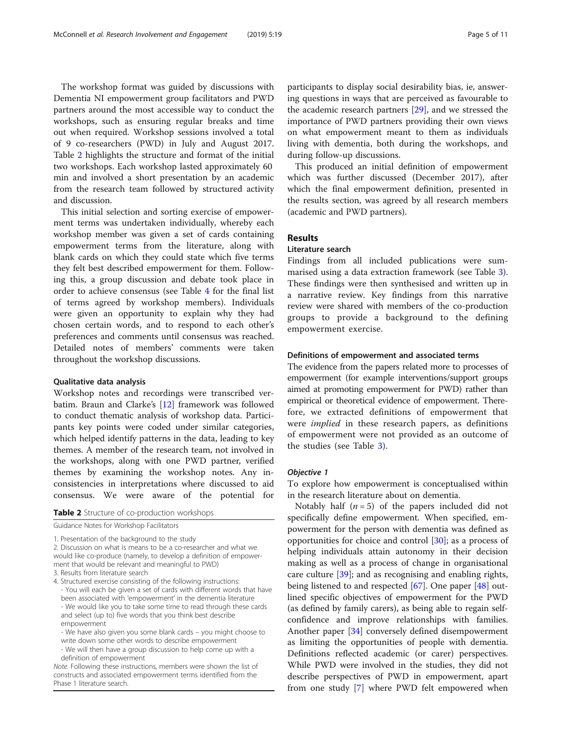The workshop format was guided by discussions with Dementia NI empowerment group facilitators and PWD partners around the most accessible way to conduct the workshops, such as ensuring regular breaks and time out when required. Workshop sessions involved a total of 9 co-researchers (PWD) in July and August 2017. Table 2 highlights the structure and format of the initial two workshops. Each workshop lasted approximately 60 min and involved a short presentation by an academic from the research team followed by structured activity and discussion.

This initial selection and sorting exercise of empowerment terms was undertaken individually, whereby each workshop member was given a set of cards containing empowerment terms from the literature, along with blank cards on which they could state which five terms they felt best described empowerment for them. Following this, a group discussion and debate took place in order to achieve consensus (see Table 4 for the final list of terms agreed by workshop members). Individuals were given an opportunity to explain why they had chosen certain words, and to respond to each other's preferences and comments until consensus was reached. Detailed notes of members' comments were taken throughout the workshop discussions.

#### Qualitative data analysis

Workshop notes and recordings were transcribed verbatim. Braun and Clarke's [12] framework was followed to conduct thematic analysis of workshop data. Participants key points were coded under similar categories, which helped identify patterns in the data, leading to key themes. A member of the research team, not involved in the workshops, along with one PWD partner, verified themes by examining the workshop notes. Any inconsistencies in interpretations where discussed to aid consensus. We were aware of the potential for participants to display social desirability bias, ie, answering questions in ways that are perceived as favourable to the academic research partners [29], and we stressed the importance of PWD partners providing their own views on what empowerment meant to them as individuals living with dementia, both during the workshops, and during follow-up discussions.

This produced an initial definition of empowerment which was further discussed (December 2017), after which the final empowerment definition, presented in the results section, was agreed by all research members (academic and PWD partners).

**Table 2** Structure of co-production workshops

| Guidance Notes for Workshop Facilitators |
| --- |
| 1. Presentation of the background to the study<br>2. Discussion on what is means to be a co-researcher and what we would like co-produce (namely, to develop a definition of empowerment that would be relevant and meaningful to PWD)<br>3. Results from literature search<br>4. Structured exercise consisting of the following instructions:<br>- You will each be given a set of cards with different words that have been associated with 'empowerment' in the dementia literature<br>- We would like you to take some time to read through these cards and select (up to) five words that you think best describe empowerment<br>- We have also given you some blank cards – you might choose to write down some other words to describe empowerment<br>- We will then have a group discussion to help come up with a definition of empowerment |

*Note.* Following these instructions, members were shown the list of constructs and associated empowerment terms identified from the Phase 1 literature search.

## Results

### Literature search

Findings from all included publications were summarised using a data extraction framework (see Table 3). These findings were then synthesised and written up in a narrative review. Key findings from this narrative review were shared with members of the co-production groups to provide a background to the defining empowerment exercise.

#### Definitions of empowerment and associated terms

The evidence from the papers related more to processes of empowerment (for example interventions/support groups aimed at promoting empowerment for PWD) rather than empirical or theoretical evidence of empowerment. Therefore, we extracted definitions of empowerment that were *implied* in these research papers, as definitions of empowerment were not provided as an outcome of the studies (see Table 3).

#### *Objective 1*

To explore how empowerment is conceptualised within in the research literature about on dementia.

Notably half ($n = 5$) of the papers included did not specifically define empowerment. When specified, empowerment for the person with dementia was defined as opportunities for choice and control [30]; as a process of helping individuals attain autonomy in their decision making as well as a process of change in organisational care culture [39]; and as recognising and enabling rights, being listened to and respected [67]. One paper [48] outlined specific objectives of empowerment for the PWD (as defined by family carers), as being able to regain self-confidence and improve relationships with families. Another paper [34] conversely defined disempowerment as limiting the opportunities of people with dementia. Definitions reflected academic (or carer) perspectives. While PWD were involved in the studies, they did not describe perspectives of PWD in empowerment, apart from one study [7] where PWD felt empowered when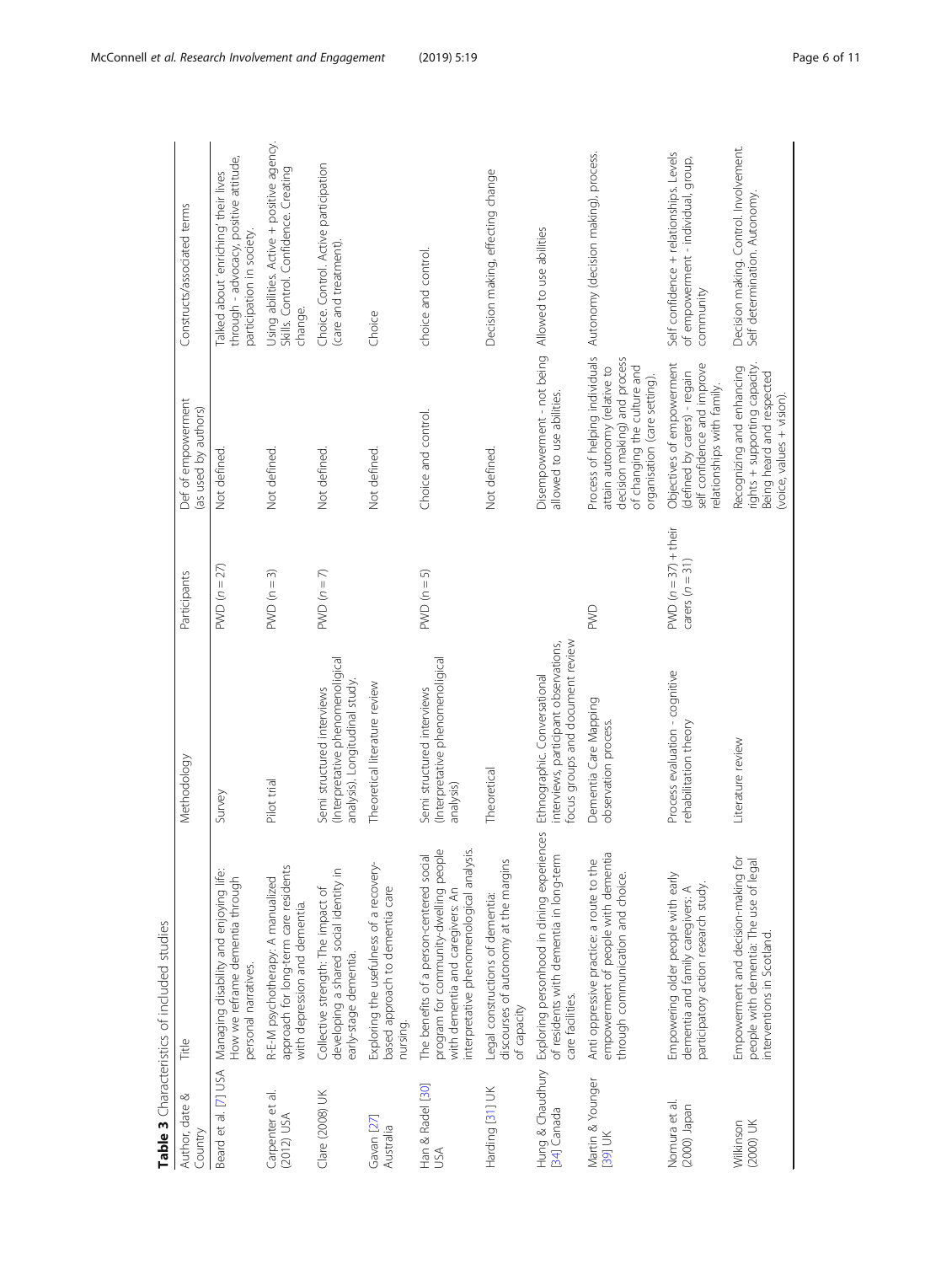**Table 3** Characteristics of included studies

| Author, date & Country | Title | Methodology | Participants | Def of empowerment (as used by authors) | Constructs/associated terms |
| --- | --- | --- | --- | --- | --- |
| Beard et al. [7] USA | Managing disability and enjoying life: How we reframe dementia through personal narratives. | Survey | PWD (n = 27) | Not defined. | Talked about 'enriching' their lives through - advocacy, positive attitude, participation in society. |
| Carpenter et al. (2012) USA | R-E-M psychotherapy: A manualized approach for long-term care residents with depression and dementia. | Pilot trial | PWD (n = 3) | Not defined. | Using abilities. Active + positive agency. Skills. Control. Confidence. Creating change. |
| Clare (2008) UK | Collective strength: The impact of developing a shared social identity in early-stage dementia. | Semi structured interviews (Interpretative phenomenoligical analysis). Longitudinal study. | PWD (n = 7) | Not defined. | Choice. Control. Active participation (care and treatment). |
| Gavan [27] Australia | Exploring the usefulness of a recovery-based approach to dementia care nursing. | Theoretical literature review | | Not defined. | Choice |
| Han & Radel [30] USA | The benefits of a person-centered social program for community-dwelling people with dementia and caregivers: An interpretative phenomenological analysis. | Semi structured interviews (Interpretative phenomenoligical analysis) | PWD (n = 5) | Choice and control. | choice and control. |
| Harding [31] UK | Legal constructions of dementia: discourses of autonomy at the margins of capacity | Theoretical | | Not defined. | Decision making, effecting change |
| Hung & Chaudhury [34] Canada | Exploring personhood in dining experiences of residents with dementia in long-term care facilities. | Ethnographic. Conversational interviews, participant observations, focus groups and document review | | Disempowerment - not being allowed to use abilities. | Allowed to use abilities |
| Martin & Younger [39] UK | Anti oppressive practice: a route to the empowerment of people with dementia through communication and choice. | Dementia Care Mapping observation process. | PWD | Process of helping individuals attain autonomy (relative to decision making) and process of changing the culture and organisation (care setting). | Autonomy (decision making), process. |
| Nomura et al. (2000) Japan | Empowering older people with early dementia and family caregivers: A participatory action research study. | Process evaluation - cognitive rehabilitation theory | PWD (n = 37) + their carers (n = 31) | Objectives of empowerment (defined by carers) - regain self confidence and improve relationships with family. | Self confidence + relationships. Levels of empowerment - individual, group, community |
| Wilkinson (2000) UK | Empowerment and decision-making for people with dementia: The use of legal interventions in Scotland. | Literature review | | Recognizing and enhancing rights + supporting capacity. Being heard and respected (voice, values + vision). | Decision making. Control. Involvement. Self determination. Autonomy. |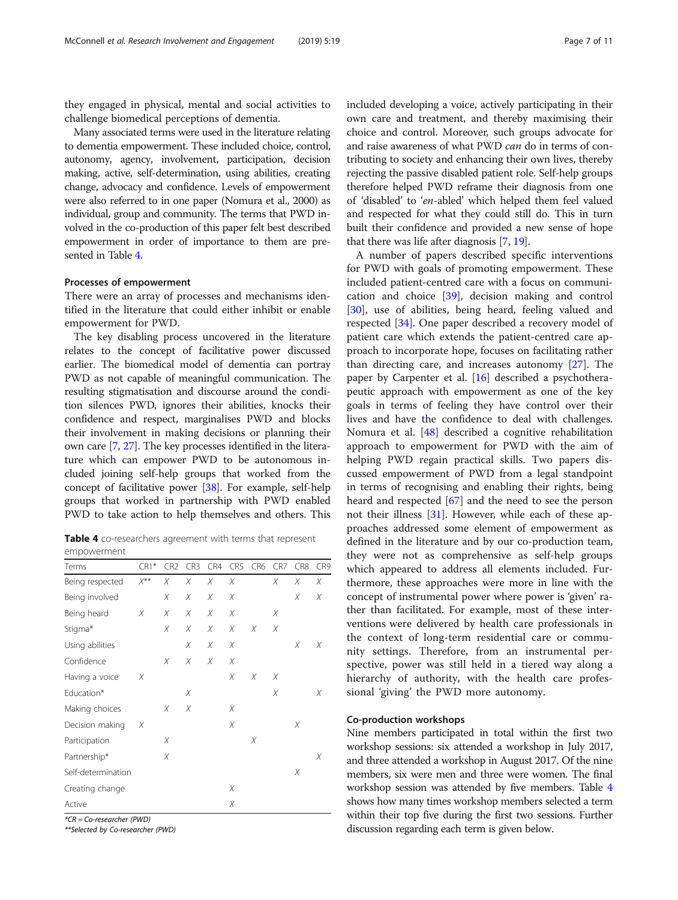they engaged in physical, mental and social activities to challenge biomedical perceptions of dementia.

Many associated terms were used in the literature relating to dementia empowerment. These included choice, control, autonomy, agency, involvement, participation, decision making, active, self-determination, using abilities, creating change, advocacy and confidence. Levels of empowerment were also referred to in one paper (Nomura et al., 2000) as individual, group and community. The terms that PWD involved in the co-production of this paper felt best described empowerment in order of importance to them are presented in Table 4.

#### Processes of empowerment

There were an array of processes and mechanisms identified in the literature that could either inhibit or enable empowerment for PWD.

The key disabling process uncovered in the literature relates to the concept of facilitative power discussed earlier. The biomedical model of dementia can portray PWD as not capable of meaningful communication. The resulting stigmatisation and discourse around the condition silences PWD, ignores their abilities, knocks their confidence and respect, marginalises PWD and blocks their involvement in making decisions or planning their own care [7, 27]. The key processes identified in the literature which can empower PWD to be autonomous included joining self-help groups that worked from the concept of facilitative power [38]. For example, self-help groups that worked in partnership with PWD enabled PWD to take action to help themselves and others. This included developing a voice, actively participating in their own care and treatment, and thereby maximising their choice and control. Moreover, such groups advocate for and raise awareness of what PWD *can* do in terms of contributing to society and enhancing their own lives, thereby rejecting the passive disabled patient role. Self-help groups therefore helped PWD reframe their diagnosis from one of 'disabled' to '*en*-abled' which helped them feel valued and respected for what they could still do. This in turn built their confidence and provided a new sense of hope that there was life after diagnosis [7, 19].

A number of papers described specific interventions for PWD with goals of promoting empowerment. These included patient-centred care with a focus on communication and choice [39], decision making and control [30], use of abilities, being heard, feeling valued and respected [34]. One paper described a recovery model of patient care which extends the patient-centred care approach to incorporate hope, focuses on facilitating rather than directing care, and increases autonomy [27]. The paper by Carpenter et al. [16] described a psychotherapeutic approach with empowerment as one of the key goals in terms of feeling they have control over their lives and have the confidence to deal with challenges. Nomura et al. [48] described a cognitive rehabilitation approach to empowerment for PWD with the aim of helping PWD regain practical skills. Two papers discussed empowerment of PWD from a legal standpoint in terms of recognising and enabling their rights, being heard and respected [67] and the need to see the person not their illness [31]. However, while each of these approaches addressed some element of empowerment as defined in the literature and by our co-production team, they were not as comprehensive as self-help groups which appeared to address all elements included. Furthermore, these approaches were more in line with the concept of instrumental power where power is 'given' rather than facilitated. For example, most of these interventions were delivered by health care professionals in the context of long-term residential care or community settings. Therefore, from an instrumental perspective, power was still held in a tiered way along a hierarchy of authority, with the health care professional 'giving' the PWD more autonomy.

**Table 4** co-researchers agreement with terms that represent empowerment

| Terms | CR1* | CR2 | CR3 | CR4 | CR5 | CR6 | CR7 | CR8 | CR9 |
|---|---|---|---|---|---|---|---|---|---|
| Being respected | X** | X | X | X | X | | X | X | X |
| Being involved | | X | X | X | X | | | X | X |
| Being heard | X | X | X | X | X | | X | | |
| Stigma* | | X | X | X | X | X | X | | |
| Using abilities | | | X | X | X | | | X | X |
| Confidence | | X | X | X | X | | | | |
| Having a voice | X | | | | X | X | X | | |
| Education* | | | X | | | | X | | X |
| Making choices | | X | X | | X | | | | |
| Decision making | X | | | | X | | | X | |
| Participation | | X | | | | X | | | |
| Partnership* | | X | | | | | | | X |
| Self-determination | | | | | | | | X | |
| Creating change | | | | | X | | | | |
| Active | | | | | X | | | | |

*\*CR = Co-researcher (PWD)*

*\*\*Selected by Co-researcher (PWD)*

#### Co-production workshops

Nine members participated in total within the first two workshop sessions: six attended a workshop in July 2017, and three attended a workshop in August 2017. Of the nine members, six were men and three were women. The final workshop session was attended by five members. Table 4 shows how many times workshop members selected a term within their top five during the first two sessions. Further discussion regarding each term is given below.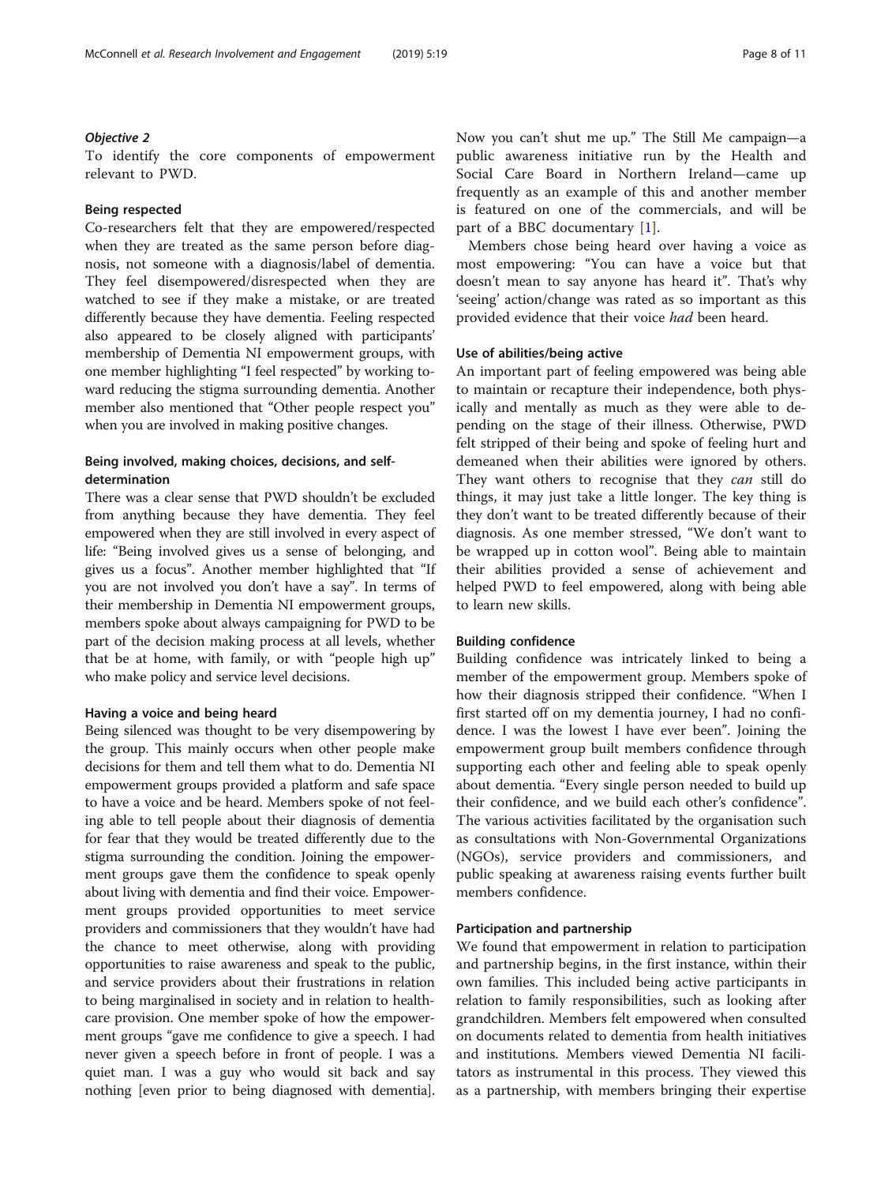### *Objective 2*

To identify the core components of empowerment relevant to PWD.

#### Being respected

Co-researchers felt that they are empowered/respected when they are treated as the same person before diagnosis, not someone with a diagnosis/label of dementia. They feel disempowered/disrespected when they are watched to see if they make a mistake, or are treated differently because they have dementia. Feeling respected also appeared to be closely aligned with participants' membership of Dementia NI empowerment groups, with one member highlighting "I feel respected" by working toward reducing the stigma surrounding dementia. Another member also mentioned that "Other people respect you" when you are involved in making positive changes.

#### Being involved, making choices, decisions, and self-determination

There was a clear sense that PWD shouldn't be excluded from anything because they have dementia. They feel empowered when they are still involved in every aspect of life: "Being involved gives us a sense of belonging, and gives us a focus". Another member highlighted that "If you are not involved you don't have a say". In terms of their membership in Dementia NI empowerment groups, members spoke about always campaigning for PWD to be part of the decision making process at all levels, whether that be at home, with family, or with "people high up" who make policy and service level decisions.

#### Having a voice and being heard

Being silenced was thought to be very disempowering by the group. This mainly occurs when other people make decisions for them and tell them what to do. Dementia NI empowerment groups provided a platform and safe space to have a voice and be heard. Members spoke of not feeling able to tell people about their diagnosis of dementia for fear that they would be treated differently due to the stigma surrounding the condition. Joining the empowerment groups gave them the confidence to speak openly about living with dementia and find their voice. Empowerment groups provided opportunities to meet service providers and commissioners that they wouldn't have had the chance to meet otherwise, along with providing opportunities to raise awareness and speak to the public, and service providers about their frustrations in relation to being marginalised in society and in relation to healthcare provision. One member spoke of how the empowerment groups "gave me confidence to give a speech. I had never given a speech before in front of people. I was a quiet man. I was a guy who would sit back and say nothing [even prior to being diagnosed with dementia]. Now you can't shut me up." The Still Me campaign—a public awareness initiative run by the Health and Social Care Board in Northern Ireland—came up frequently as an example of this and another member is featured on one of the commercials, and will be part of a BBC documentary [1].

Members chose being heard over having a voice as most empowering: "You can have a voice but that doesn't mean to say anyone has heard it". That's why 'seeing' action/change was rated as so important as this provided evidence that their voice *had* been heard.

#### Use of abilities/being active

An important part of feeling empowered was being able to maintain or recapture their independence, both physically and mentally as much as they were able to depending on the stage of their illness. Otherwise, PWD felt stripped of their being and spoke of feeling hurt and demeaned when their abilities were ignored by others. They want others to recognise that they *can* still do things, it may just take a little longer. The key thing is they don't want to be treated differently because of their diagnosis. As one member stressed, "We don't want to be wrapped up in cotton wool". Being able to maintain their abilities provided a sense of achievement and helped PWD to feel empowered, along with being able to learn new skills.

#### Building confidence

Building confidence was intricately linked to being a member of the empowerment group. Members spoke of how their diagnosis stripped their confidence. "When I first started off on my dementia journey, I had no confidence. I was the lowest I have ever been". Joining the empowerment group built members confidence through supporting each other and feeling able to speak openly about dementia. "Every single person needed to build up their confidence, and we build each other's confidence". The various activities facilitated by the organisation such as consultations with Non-Governmental Organizations (NGOs), service providers and commissioners, and public speaking at awareness raising events further built members confidence.

#### Participation and partnership

We found that empowerment in relation to participation and partnership begins, in the first instance, within their own families. This included being active participants in relation to family responsibilities, such as looking after grandchildren. Members felt empowered when consulted on documents related to dementia from health initiatives and institutions. Members viewed Dementia NI facilitators as instrumental in this process. They viewed this as a partnership, with members bringing their expertise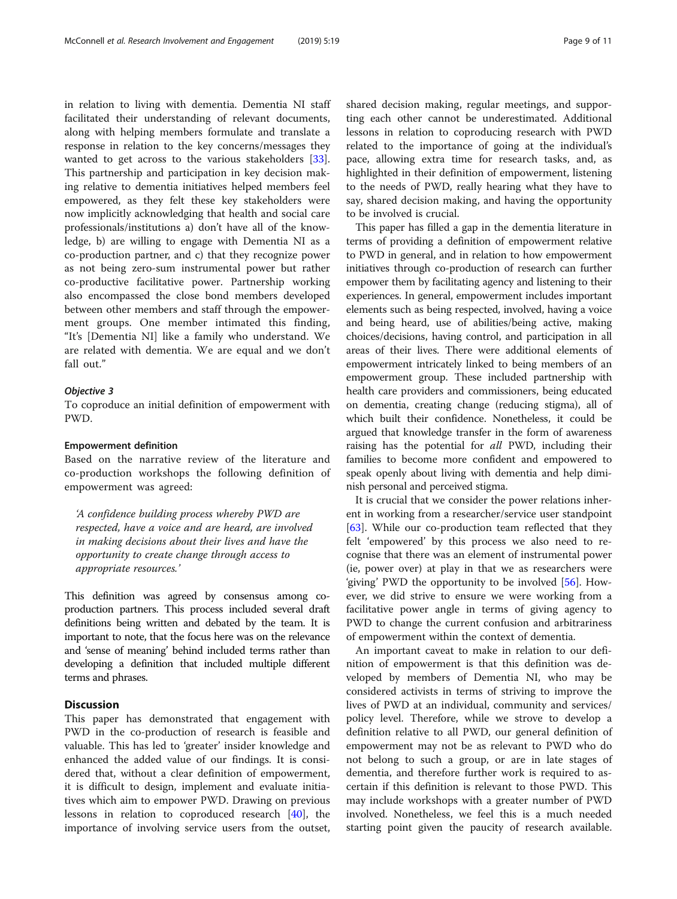in relation to living with dementia. Dementia NI staff facilitated their understanding of relevant documents, along with helping members formulate and translate a response in relation to the key concerns/messages they wanted to get across to the various stakeholders [33]. This partnership and participation in key decision making relative to dementia initiatives helped members feel empowered, as they felt these key stakeholders were now implicitly acknowledging that health and social care professionals/institutions a) don't have all of the knowledge, b) are willing to engage with Dementia NI as a co-production partner, and c) that they recognize power as not being zero-sum instrumental power but rather co-productive facilitative power. Partnership working also encompassed the close bond members developed between other members and staff through the empowerment groups. One member intimated this finding, "It's [Dementia NI] like a family who understand. We are related with dementia. We are equal and we don't fall out."

#### *Objective 3*

To coproduce an initial definition of empowerment with PWD.

#### Empowerment definition

Based on the narrative review of the literature and co-production workshops the following definition of empowerment was agreed:

> *'A confidence building process whereby PWD are respected, have a voice and are heard, are involved in making decisions about their lives and have the opportunity to create change through access to appropriate resources.'*

This definition was agreed by consensus among co-production partners. This process included several draft definitions being written and debated by the team. It is important to note, that the focus here was on the relevance and 'sense of meaning' behind included terms rather than developing a definition that included multiple different terms and phrases.

## Discussion

This paper has demonstrated that engagement with PWD in the co-production of research is feasible and valuable. This has led to 'greater' insider knowledge and enhanced the added value of our findings. It is considered that, without a clear definition of empowerment, it is difficult to design, implement and evaluate initiatives which aim to empower PWD. Drawing on previous lessons in relation to coproduced research [40], the importance of involving service users from the outset, shared decision making, regular meetings, and supporting each other cannot be underestimated. Additional lessons in relation to coproducing research with PWD related to the importance of going at the individual's pace, allowing extra time for research tasks, and, as highlighted in their definition of empowerment, listening to the needs of PWD, really hearing what they have to say, shared decision making, and having the opportunity to be involved is crucial.

This paper has filled a gap in the dementia literature in terms of providing a definition of empowerment relative to PWD in general, and in relation to how empowerment initiatives through co-production of research can further empower them by facilitating agency and listening to their experiences. In general, empowerment includes important elements such as being respected, involved, having a voice and being heard, use of abilities/being active, making choices/decisions, having control, and participation in all areas of their lives. There were additional elements of empowerment intricately linked to being members of an empowerment group. These included partnership with health care providers and commissioners, being educated on dementia, creating change (reducing stigma), all of which built their confidence. Nonetheless, it could be argued that knowledge transfer in the form of awareness raising has the potential for *all* PWD, including their families to become more confident and empowered to speak openly about living with dementia and help diminish personal and perceived stigma.

It is crucial that we consider the power relations inherent in working from a researcher/service user standpoint [63]. While our co-production team reflected that they felt 'empowered' by this process we also need to recognise that there was an element of instrumental power (ie, power over) at play in that we as researchers were 'giving' PWD the opportunity to be involved [56]. However, we did strive to ensure we were working from a facilitative power angle in terms of giving agency to PWD to change the current confusion and arbitrariness of empowerment within the context of dementia.

An important caveat to make in relation to our definition of empowerment is that this definition was developed by members of Dementia NI, who may be considered activists in terms of striving to improve the lives of PWD at an individual, community and services/policy level. Therefore, while we strove to develop a definition relative to all PWD, our general definition of empowerment may not be as relevant to PWD who do not belong to such a group, or are in late stages of dementia, and therefore further work is required to ascertain if this definition is relevant to those PWD. This may include workshops with a greater number of PWD involved. Nonetheless, we feel this is a much needed starting point given the paucity of research available.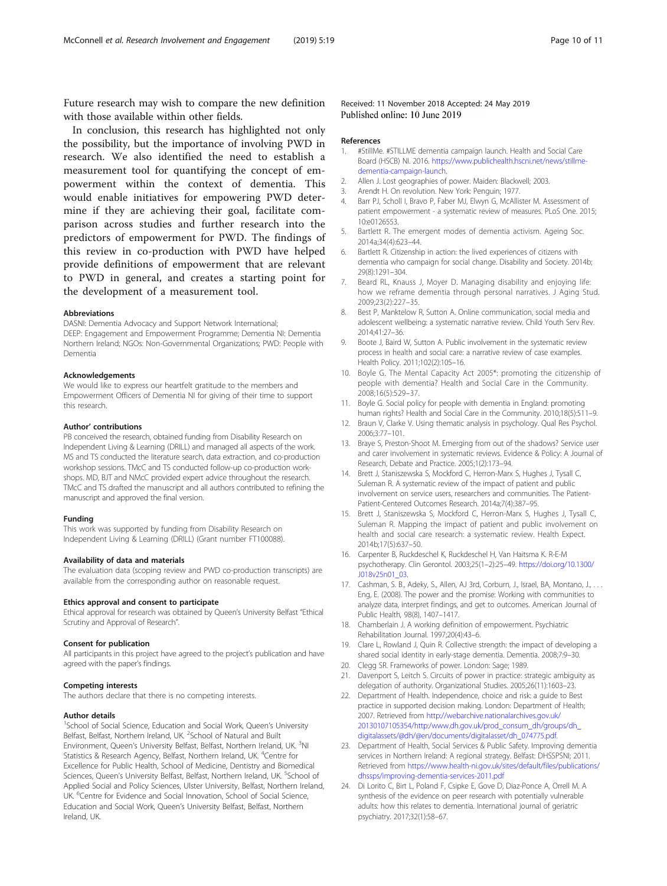Future research may wish to compare the new definition with those available within other fields.

In conclusion, this research has highlighted not only the possibility, but the importance of involving PWD in research. We also identified the need to establish a measurement tool for quantifying the concept of empowerment within the context of dementia. This would enable initiatives for empowering PWD determine if they are achieving their goal, facilitate comparison across studies and further research into the predictors of empowerment for PWD. The findings of this review in co-production with PWD have helped provide definitions of empowerment that are relevant to PWD in general, and creates a starting point for the development of a measurement tool.

### Abbreviations

DASNI: Dementia Advocacy and Support Network International; DEEP: Engagement and Empowerment Programme; Dementia NI: Dementia Northern Ireland; NGOs: Non-Governmental Organizations; PWD: People with Dementia

### Acknowledgements

We would like to express our heartfelt gratitude to the members and Empowerment Officers of Dementia NI for giving of their time to support this research.

### Author' contributions

PB conceived the research, obtained funding from Disability Research on Independent Living & Learning (DRILL) and managed all aspects of the work. MS and TS conducted the literature search, data extraction, and co-production workshop sessions. TMcC and TS conducted follow-up co-production workshops. MD, BJT and NMcC provided expert advice throughout the research. TMcC and TS drafted the manuscript and all authors contributed to refining the manuscript and approved the final version.

### Funding

This work was supported by funding from Disability Research on Independent Living & Learning (DRILL) (Grant number FT100088).

### Availability of data and materials

The evaluation data (scoping review and PWD co-production transcripts) are available from the corresponding author on reasonable request.

### Ethics approval and consent to participate

Ethical approval for research was obtained by Queen's University Belfast "Ethical Scrutiny and Approval of Research".

### Consent for publication

All participants in this project have agreed to the project's publication and have agreed with the paper's findings.

### Competing interests

The authors declare that there is no competing interests.

### Author details

[1]School of Social Science, Education and Social Work, Queen's University Belfast, Belfast, Northern Ireland, UK. [2]School of Natural and Built Environment, Queen's University Belfast, Belfast, Northern Ireland, UK. [3]NI Statistics & Research Agency, Belfast, Northern Ireland, UK. [4]Centre for Excellence for Public Health, School of Medicine, Dentistry and Biomedical Sciences, Queen's University Belfast, Belfast, Northern Ireland, UK. [5]School of Applied Social and Policy Sciences, Ulster University, Belfast, Northern Ireland, UK. [6]Centre for Evidence and Social Innovation, School of Social Science, Education and Social Work, Queen's University Belfast, Belfast, Northern Ireland, UK.

Received: 11 November 2018 Accepted: 24 May 2019
Published online: 10 June 2019

### References

1. #StillMe. #STILLME dementia campaign launch. Health and Social Care Board (HSCB) NI. 2016. https://www.publichealth.hscni.net/news/stillme-dementia-campaign-launch.
2. Allen J. Lost geographies of power. Maiden: Blackwell; 2003.
3. Arendt H. On revolution. New York: Penguin; 1977.
4. Barr PJ, Scholl I, Bravo P, Faber MJ, Elwyn G, McAllister M. Assessment of patient empowerment - a systematic review of measures. PLoS One. 2015; 10:e0126553.
5. Bartlett R. The emergent modes of dementia activism. Ageing Soc. 2014a;34(4):623–44.
6. Bartlett R. Citizenship in action: the lived experiences of citizens with dementia who campaign for social change. Disability and Society. 2014b; 29(8):1291–304.
7. Beard RL, Knauss J, Moyer D. Managing disability and enjoying life: how we reframe dementia through personal narratives. J Aging Stud. 2009;23(2):227–35.
8. Best P, Manktelow R, Sutton A. Online communication, social media and adolescent wellbeing: a systematic narrative review. Child Youth Serv Rev. 2014;41:27–36.
9. Boote J, Baird W, Sutton A. Public involvement in the systematic review process in health and social care: a narrative review of case examples. Health Policy. 2011;102(2):105–16.
10. Boyle G. The Mental Capacity Act 2005*: promoting the citizenship of people with dementia? Health and Social Care in the Community. 2008;16(5):529–37.
11. Boyle G. Social policy for people with dementia in England: promoting human rights? Health and Social Care in the Community. 2010;18(5):511–9.
12. Braun V, Clarke V. Using thematic analysis in psychology. Qual Res Psychol. 2006;3:77–101.
13. Braye S, Preston-Shoot M. Emerging from out of the shadows? Service user and carer involvement in systematic reviews. Evidence & Policy: A Journal of Research, Debate and Practice. 2005;1(2):173–94.
14. Brett J, Staniszewska S, Mockford C, Herron-Marx S, Hughes J, Tysall C, Suleman R. A systematic review of the impact of patient and public involvement on service users, researchers and communities. The Patient-Patient-Centered Outcomes Research. 2014a;7(4):387–95.
15. Brett J, Staniszewska S, Mockford C, Herron-Marx S, Hughes J, Tysall C, Suleman R. Mapping the impact of patient and public involvement on health and social care research: a systematic review. Health Expect. 2014b;17(5):637–50.
16. Carpenter B, Ruckdeschel K, Ruckdeschel H, Van Haitsma K. R-E-M psychotherapy. Clin Gerontol. 2003;25(1–2):25–49. https://doi.org/10.1300/J018v25n01_03.
17. Cashman, S. B., Adeky, S., Allen, AJ 3rd, Corburn, J., Israel, BA, Montano, J., . . . Eng, E. (2008). The power and the promise: Working with communities to analyze data, interpret findings, and get to outcomes. American Journal of Public Health, 98(8), 1407–1417.
18. Chamberlain J. A working definition of empowerment. Psychiatric Rehabilitation Journal. 1997;20(4):43–6.
19. Clare L, Rowland J, Quin R. Collective strength: the impact of developing a shared social identity in early-stage dementia. Dementia. 2008;7:9–30.
20. Clegg SR. Frameworks of power. London: Sage; 1989.
21. Davenport S, Leitch S. Circuits of power in practice: strategic ambiguity as delegation of authority. Organizational Studies. 2005;26(11):1603–23.
22. Department of Health. Independence, choice and risk: a guide to Best practice in supported decision making. London: Department of Health; 2007. Retrieved from http://webarchive.nationalarchives.gov.uk/20130107105354/http:/www.dh.gov.uk/prod_consum_dh/groups/dh_digitalassets/@dh/@en/documents/digitalasset/dh_074775.pdf.
23. Department of Health, Social Services & Public Safety. Improving dementia services in Northern Ireland: A regional strategy. Belfast: DHSSPSNI; 2011. Retrieved from https://www.health-ni.gov.uk/sites/default/files/publications/dhssps/improving-dementia-services-2011.pdf
24. Di Lorito C, Birt L, Poland F, Csipke E, Gove D, Diaz-Ponce A, Orrell M. A synthesis of the evidence on peer research with potentially vulnerable adults: how this relates to dementia. International journal of geriatric psychiatry. 2017;32(1):58–67.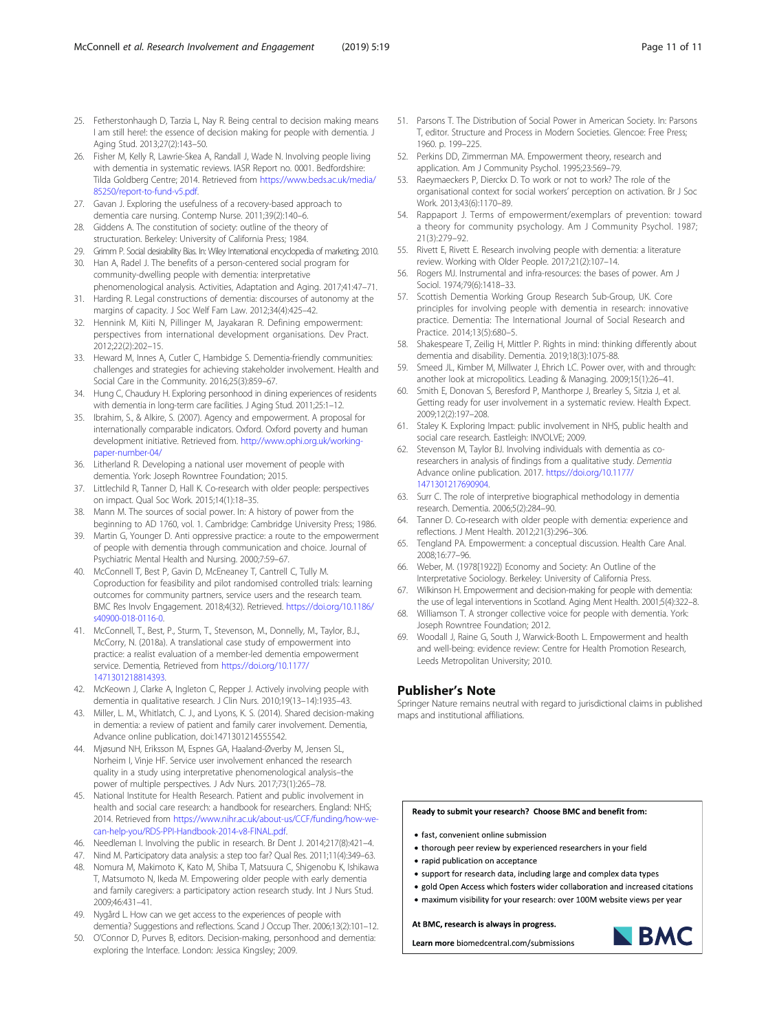25. Fetherstonhaugh D, Tarzia L, Nay R. Being central to decision making means I am still here!: the essence of decision making for people with dementia. J Aging Stud. 2013;27(2):143–50.
26. Fisher M, Kelly R, Lawrie-Skea A, Randall J, Wade N. Involving people living with dementia in systematic reviews. IASR Report no. 0001. Bedfordshire: Tilda Goldberg Centre; 2014. Retrieved from https://www.beds.ac.uk/media/85250/report-to-fund-v5.pdf.
27. Gavan J. Exploring the usefulness of a recovery-based approach to dementia care nursing. Contemp Nurse. 2011;39(2):140–6.
28. Giddens A. The constitution of society: outline of the theory of structuration. Berkeley: University of California Press; 1984.
29. Grimm P. Social desirability Bias. In: Wiley International encyclopedia of marketing; 2010.
30. Han A, Radel J. The benefits of a person-centered social program for community-dwelling people with dementia: interpretative phenomenological analysis. Activities, Adaptation and Aging. 2017;41:47–71.
31. Harding R. Legal constructions of dementia: discourses of autonomy at the margins of capacity. J Soc Welf Fam Law. 2012;34(4):425–42.
32. Hennink M, Kiiti N, Pillinger M, Jayakaran R. Defining empowerment: perspectives from international development organisations. Dev Pract. 2012;22(2):202–15.
33. Heward M, Innes A, Cutler C, Hambidge S. Dementia-friendly communities: challenges and strategies for achieving stakeholder involvement. Health and Social Care in the Community. 2016;25(3):859–67.
34. Hung C, Chaudury H. Exploring personhood in dining experiences of residents with dementia in long-term care facilities. J Aging Stud. 2011;25:1–12.
35. Ibrahim, S., & Alkire, S. (2007). Agency and empowerment. A proposal for internationally comparable indicators. Oxford. Oxford poverty and human development initiative. Retrieved from. http://www.ophi.org.uk/working-paper-number-04/
36. Litherland R. Developing a national user movement of people with dementia. York: Joseph Rowntree Foundation; 2015.
37. Littlechild R, Tanner D, Hall K. Co-research with older people: perspectives on impact. Qual Soc Work. 2015;14(1):18–35.
38. Mann M. The sources of social power. In: A history of power from the beginning to AD 1760, vol. 1. Cambridge: Cambridge University Press; 1986.
39. Martin G, Younger D. Anti oppressive practice: a route to the empowerment of people with dementia through communication and choice. Journal of Psychiatric Mental Health and Nursing. 2000;7:59–67.
40. McConnell T, Best P, Gavin D, McEneaney T, Cantrell C, Tully M. Coproduction for feasibility and pilot randomised controlled trials: learning outcomes for community partners, service users and the research team. BMC Res Involv Engagement. 2018;4(32). Retrieved. https://doi.org/10.1186/s40900-018-0116-0.
41. McConnell, T., Best, P., Sturm, T., Stevenson, M., Donnelly, M., Taylor, B.J., McCorry, N. (2018a). A translational case study of empowerment into practice: a realist evaluation of a member-led dementia empowerment service. Dementia, Retrieved from https://doi.org/10.1177/1471301218814393.
42. McKeown J, Clarke A, Ingleton C, Repper J. Actively involving people with dementia in qualitative research. J Clin Nurs. 2010;19(13–14):1935–43.
43. Miller, L. M., Whitlatch, C. J., and Lyons, K. S. (2014). Shared decision-making in dementia: a review of patient and family carer involvement. Dementia, Advance online publication, doi:1471301214555542.
44. Mjøsund NH, Eriksson M, Espnes GA, Haaland-Øverby M, Jensen SL, Norheim I, Vinje HF. Service user involvement enhanced the research quality in a study using interpretative phenomenological analysis–the power of multiple perspectives. J Adv Nurs. 2017;73(1):265–78.
45. National Institute for Health Research. Patient and public involvement in health and social care research: a handbook for researchers. England: NHS; 2014. Retrieved from https://www.nihr.ac.uk/about-us/CCF/funding/how-we-can-help-you/RDS-PPI-Handbook-2014-v8-FINAL.pdf.
46. Needleman I. Involving the public in research. Br Dent J. 2014;217(8):421–4.
47. Nind M. Participatory data analysis: a step too far? Qual Res. 2011;11(4):349–63.
48. Nomura M, Makimoto K, Kato M, Shiba T, Matsuura C, Shigenobu K, Ishikawa T, Matsumoto N, Ikeda M. Empowering older people with early dementia and family caregivers: a participatory action research study. Int J Nurs Stud. 2009;46:431–41.
49. Nygård L. How can we get access to the experiences of people with dementia? Suggestions and reflections. Scand J Occup Ther. 2006;13(2):101–12.
50. O'Connor D, Purves B, editors. Decision-making, personhood and dementia: exploring the Interface. London: Jessica Kingsley; 2009.
51. Parsons T. The Distribution of Social Power in American Society. In: Parsons T, editor. Structure and Process in Modern Societies. Glencoe: Free Press; 1960. p. 199–225.
52. Perkins DD, Zimmerman MA. Empowerment theory, research and application. Am J Community Psychol. 1995;23:569–79.
53. Raeymaeckers P, Dierckx D. To work or not to work? The role of the organisational context for social workers' perception on activation. Br J Soc Work. 2013;43(6):1170–89.
54. Rappaport J. Terms of empowerment/exemplars of prevention: toward a theory for community psychology. Am J Community Psychol. 1987; 21(3):279–92.
55. Rivett E, Rivett E. Research involving people with dementia: a literature review. Working with Older People. 2017;21(2):107–14.
56. Rogers MJ. Instrumental and infra-resources: the bases of power. Am J Sociol. 1974;79(6):1418–33.
57. Scottish Dementia Working Group Research Sub-Group, UK. Core principles for involving people with dementia in research: innovative practice. Dementia: The International Journal of Social Research and Practice. 2014;13(5):680–5.
58. Shakespeare T, Zeilig H, Mittler P. Rights in mind: thinking differently about dementia and disability. Dementia. 2019;18(3):1075-88.
59. Smeed JL, Kimber M, Millwater J, Ehrich LC. Power over, with and through: another look at micropolitics. Leading & Managing. 2009;15(1):26–41.
60. Smith E, Donovan S, Beresford P, Manthorpe J, Brearley S, Sitzia J, et al. Getting ready for user involvement in a systematic review. Health Expect. 2009;12(2):197–208.
61. Staley K. Exploring Impact: public involvement in NHS, public health and social care research. Eastleigh: INVOLVE; 2009.
62. Stevenson M, Taylor BJ. Involving individuals with dementia as co-researchers in analysis of findings from a qualitative study. *Dementia* Advance online publication. 2017. https://doi.org/10.1177/1471301217690904.
63. Surr C. The role of interpretive biographical methodology in dementia research. Dementia. 2006;5(2):284–90.
64. Tanner D. Co-research with older people with dementia: experience and reflections. J Ment Health. 2012;21(3):296–306.
65. Tengland PA. Empowerment: a conceptual discussion. Health Care Anal. 2008;16:77–96.
66. Weber, M. (1978[1922]) Economy and Society: An Outline of the Interpretative Sociology. Berkeley: University of California Press.
67. Wilkinson H. Empowerment and decision-making for people with dementia: the use of legal interventions in Scotland. Aging Ment Health. 2001;5(4):322–8.
68. Williamson T. A stronger collective voice for people with dementia. York: Joseph Rowntree Foundation; 2012.
69. Woodall J, Raine G, South J, Warwick-Booth L. Empowerment and health and well-being: evidence review: Centre for Health Promotion Research, Leeds Metropolitan University; 2010.

## Publisher's Note

Springer Nature remains neutral with regard to jurisdictional claims in published maps and institutional affiliations.

**Ready to submit your research? Choose BMC and benefit from:**

- fast, convenient online submission
- thorough peer review by experienced researchers in your field
- rapid publication on acceptance
- support for research data, including large and complex data types
- gold Open Access which fosters wider collaboration and increased citations
- maximum visibility for your research: over 100M website views per year

**At BMC, research is always in progress.**

**Learn more** biomedcentral.com/submissions

BMC